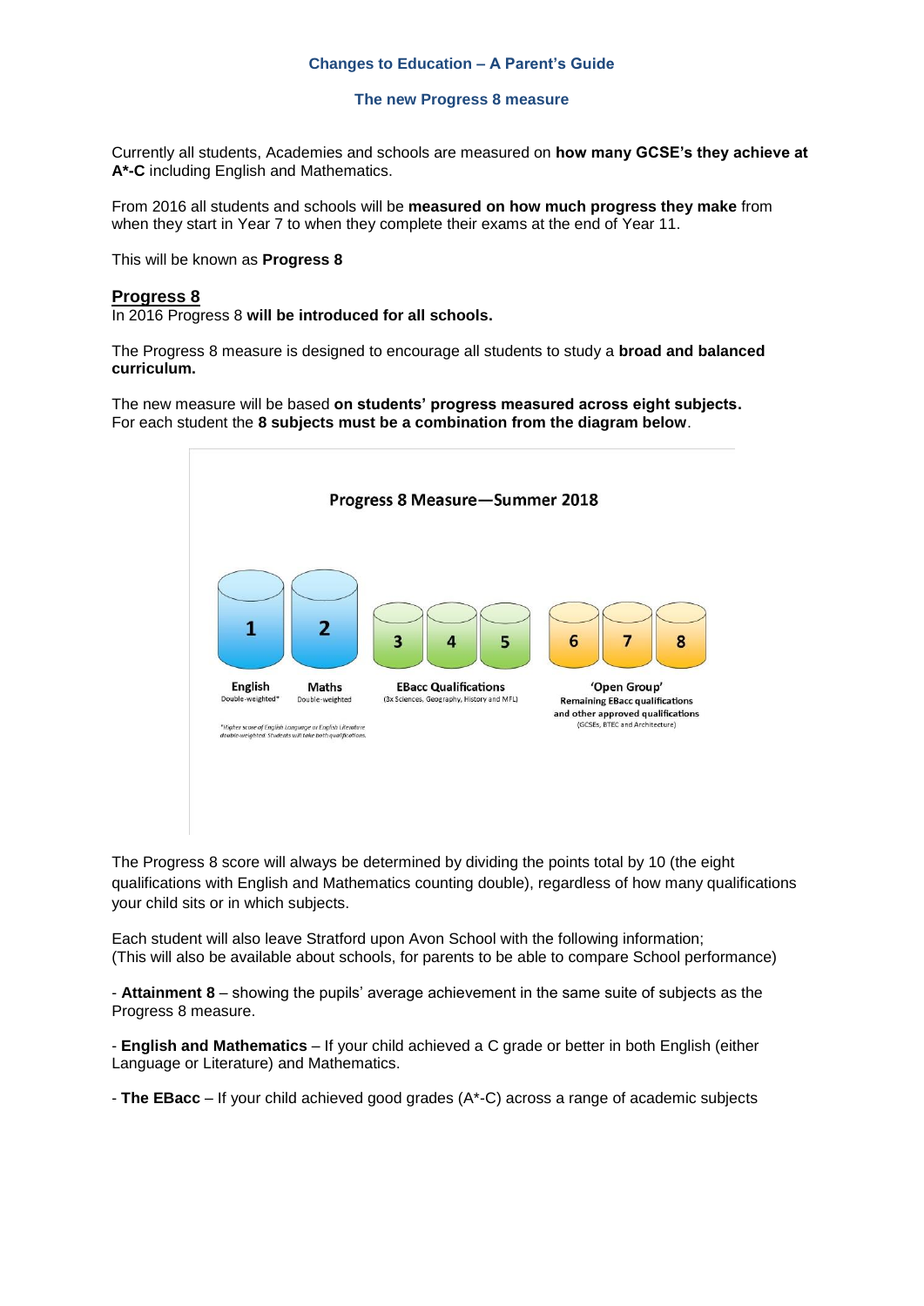**Changes to Education – A Parent's Guide**

**The new Progress 8 measure**

Currently all students, Academies and schools are measured on **how many GCSE's they achieve at A*-C** including English and Mathematics.

From 2016 all students and schools will be **measured on how much progress they make** from when they start in Year 7 to when they complete their exams at the end of Year 11.

This will be known as **Progress 8**

## Progress 8

In 2016 Progress 8 **will be introduced for all schools.**

The Progress 8 measure is designed to encourage all students to study a **broad and balanced curriculum.**

The new measure will be based **on students' progress measured across eight subjects.** For each student the **8 subjects must be a combination from the diagram below**.

**Progress 8 Measure—Summer 2018**

| 1 | 2 | 3 | 4 | 5 | 6 | 7 | 8 |
|---|---|---|---|---|---|---|---|
| English (Double-weighted*) | Maths (Double-weighted) | EBacc Qualifications (3x Sciences, Geography, History and MFL) | | | 'Open Group' Remaining EBacc qualifications and other approved qualifications (GCSEs, BTEC and Architecture) | | |

*Higher score of English Language or English Literature double-weighted. Students will take both qualifications.

The Progress 8 score will always be determined by dividing the points total by 10 (the eight qualifications with English and Mathematics counting double), regardless of how many qualifications your child sits or in which subjects.

Each student will also leave Stratford upon Avon School with the following information;
(This will also be available about schools, for parents to be able to compare School performance)

- **Attainment 8** – showing the pupils' average achievement in the same suite of subjects as the Progress 8 measure.

- **English and Mathematics** – If your child achieved a C grade or better in both English (either Language or Literature) and Mathematics.

- **The EBacc** – If your child achieved good grades (A*-C) across a range of academic subjects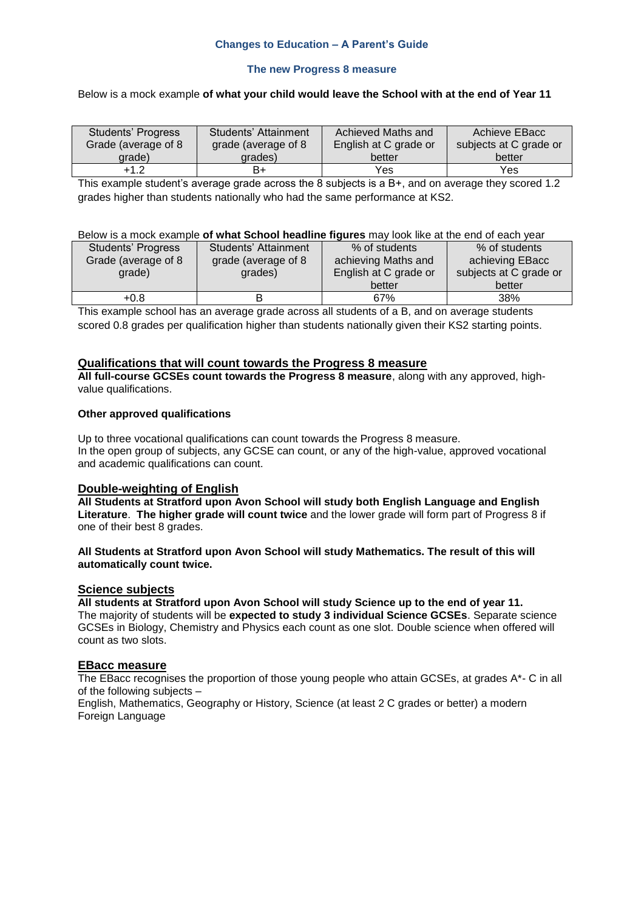## Changes to Education – A Parent's Guide

### The new Progress 8 measure

Below is a mock example **of what your child would leave the School with at the end of Year 11**

| Students' Progress Grade (average of 8 grade) | Students' Attainment grade (average of 8 grades) | Achieved Maths and English at C grade or better | Achieve EBacc subjects at C grade or better |
|---|---|---|---|
| +1.2 | B+ | Yes | Yes |

This example student's average grade across the 8 subjects is a B+, and on average they scored 1.2 grades higher than students nationally who had the same performance at KS2.

Below is a mock example **of what School headline figures** may look like at the end of each year

| Students' Progress Grade (average of 8 grade) | Students' Attainment grade (average of 8 grades) | % of students achieving Maths and English at C grade or better | % of students achieving EBacc subjects at C grade or better |
|---|---|---|---|
| +0.8 | B | 67% | 38% |

This example school has an average grade across all students of a B, and on average students scored 0.8 grades per qualification higher than students nationally given their KS2 starting points.

### Qualifications that will count towards the Progress 8 measure

**All full-course GCSEs count towards the Progress 8 measure**, along with any approved, high-value qualifications.

**Other approved qualifications**

Up to three vocational qualifications can count towards the Progress 8 measure.
In the open group of subjects, any GCSE can count, or any of the high-value, approved vocational and academic qualifications can count.

### Double-weighting of English

**All Students at Stratford upon Avon School will study both English Language and English Literature**. **The higher grade will count twice** and the lower grade will form part of Progress 8 if one of their best 8 grades.

**All Students at Stratford upon Avon School will study Mathematics. The result of this will automatically count twice.**

### Science subjects

**All students at Stratford upon Avon School will study Science up to the end of year 11.**
The majority of students will be **expected to study 3 individual Science GCSEs**. Separate science GCSEs in Biology, Chemistry and Physics each count as one slot. Double science when offered will count as two slots.

### EBacc measure

The EBacc recognises the proportion of those young people who attain GCSEs, at grades A*- C in all of the following subjects –
English, Mathematics, Geography or History, Science (at least 2 C grades or better) a modern Foreign Language